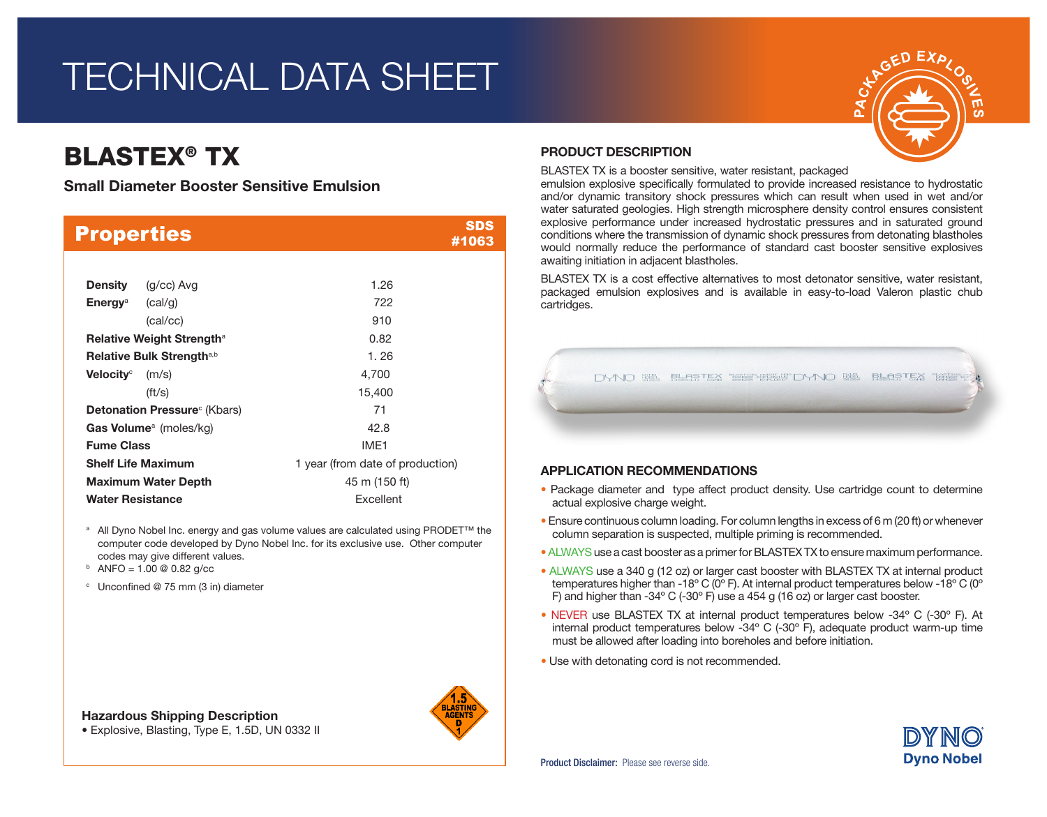# TECHNICAL DATA SHEET

## BLASTEX® TX

### Small Diameter Booster Sensitive Emulsion

## Properties

SDS #1063

| Property | | Value |
|---|---|---|
| **Density** | (g/cc) Avg | 1.26 |
| **Energy**[a] | (cal/g) | 722 |
| | (cal/cc) | 910 |
| **Relative Weight Strength**[a] | | 0.82 |
| **Relative Bulk Strength**[a,b] | | 1. 26 |
| **Velocity**[c] | (m/s) | 4,700 |
| | (ft/s) | 15,400 |
| **Detonation Pressure**[c] (Kbars) | | 71 |
| **Gas Volume**[a] (moles/kg) | | 42.8 |
| **Fume Class** | | IME1 |
| **Shelf Life Maximum** | | 1 year (from date of production) |
| **Maximum Water Depth** | | 45 m (150 ft) |
| **Water Resistance** | | Excellent |

[a] All Dyno Nobel Inc. energy and gas volume values are calculated using PRODET™ the computer code developed by Dyno Nobel Inc. for its exclusive use. Other computer codes may give different values.

[b] ANFO = 1.00 @ 0.82 g/cc

[c] Unconfined @ 75 mm (3 in) diameter

**Hazardous Shipping Description**

- Explosive, Blasting, Type E, 1.5D, UN 0332 II

1.5 BLASTING AGENTS D 1

## PRODUCT DESCRIPTION

BLASTEX TX is a booster sensitive, water resistant, packaged emulsion explosive specifically formulated to provide increased resistance to hydrostatic and/or dynamic transitory shock pressures which can result when used in wet and/or water saturated geologies. High strength microsphere density control ensures consistent explosive performance under increased hydrostatic pressures and in saturated ground conditions where the transmission of dynamic shock pressures from detonating blastholes would normally reduce the performance of standard cast booster sensitive explosives awaiting initiation in adjacent blastholes.

BLASTEX TX is a cost effective alternatives to most detonator sensitive, water resistant, packaged emulsion explosives and is available in easy-to-load Valeron plastic chub cartridges.

## APPLICATION RECOMMENDATIONS

- Package diameter and type affect product density. Use cartridge count to determine actual explosive charge weight.
- Ensure continuous column loading. For column lengths in excess of 6 m (20 ft) or whenever column separation is suspected, multiple priming is recommended.
- ALWAYS use a cast booster as a primer for BLASTEX TX to ensure maximum performance.
- ALWAYS use a 340 g (12 oz) or larger cast booster with BLASTEX TX at internal product temperatures higher than -18º C (0º F). At internal product temperatures below -18º C (0º F) and higher than -34º C (-30º F) use a 454 g (16 oz) or larger cast booster.
- NEVER use BLASTEX TX at internal product temperatures below -34º C (-30º F). At internal product temperatures below -34º C (-30º F), adequate product warm-up time must be allowed after loading into boreholes and before initiation.
- Use with detonating cord is not recommended.

**Product Disclaimer:** Please see reverse side.

DYNO Dyno Nobel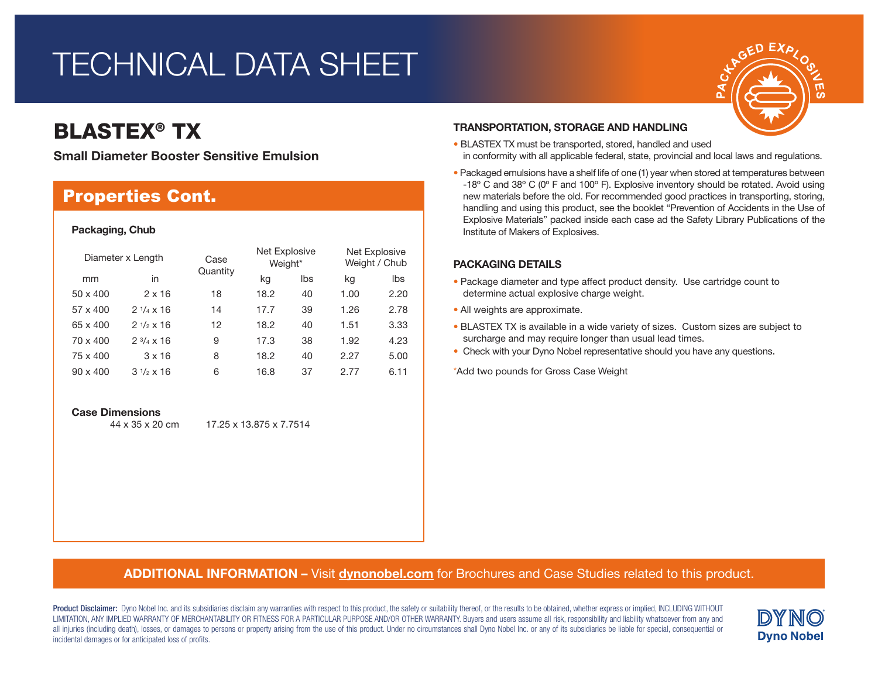# TECHNICAL DATA SHEET

## BLASTEX® TX

**Small Diameter Booster Sensitive Emulsion**

## Properties Cont.

**Packaging, Chub**

| Diameter x Length | | Case Quantity | Net Explosive Weight* | | Net Explosive Weight / Chub | |
|---|---|---|---|---|---|---|
| mm | in | | kg | lbs | kg | lbs |
| 50 x 400 | 2 x 16 | 18 | 18.2 | 40 | 1.00 | 2.20 |
| 57 x 400 | 2 1/4 x 16 | 14 | 17.7 | 39 | 1.26 | 2.78 |
| 65 x 400 | 2 1/2 x 16 | 12 | 18.2 | 40 | 1.51 | 3.33 |
| 70 x 400 | 2 3/4 x 16 | 9 | 17.3 | 38 | 1.92 | 4.23 |
| 75 x 400 | 3 x 16 | 8 | 18.2 | 40 | 2.27 | 5.00 |
| 90 x 400 | 3 1/2 x 16 | 6 | 16.8 | 37 | 2.77 | 6.11 |

**Case Dimensions**

44 x 35 x 20 cm    17.25 x 13.875 x 7.7514

### TRANSPORTATION, STORAGE AND HANDLING

- BLASTEX TX must be transported, stored, handled and used in conformity with all applicable federal, state, provincial and local laws and regulations.
- Packaged emulsions have a shelf life of one (1) year when stored at temperatures between -18º C and 38º C (0º F and 100º F). Explosive inventory should be rotated. Avoid using new materials before the old. For recommended good practices in transporting, storing, handling and using this product, see the booklet "Prevention of Accidents in the Use of Explosive Materials" packed inside each case ad the Safety Library Publications of the Institute of Makers of Explosives.

### PACKAGING DETAILS

- Package diameter and type affect product density. Use cartridge count to determine actual explosive charge weight.
- All weights are approximate.
- BLASTEX TX is available in a wide variety of sizes. Custom sizes are subject to surcharge and may require longer than usual lead times.
- Check with your Dyno Nobel representative should you have any questions.

*Add two pounds for Gross Case Weight

**ADDITIONAL INFORMATION –** Visit **dynonobel.com** for Brochures and Case Studies related to this product.

**Product Disclaimer:** Dyno Nobel Inc. and its subsidiaries disclaim any warranties with respect to this product, the safety or suitability thereof, or the results to be obtained, whether express or implied, INCLUDING WITHOUT LIMITATION, ANY IMPLIED WARRANTY OF MERCHANTABILITY OR FITNESS FOR A PARTICULAR PURPOSE AND/OR OTHER WARRANTY. Buyers and users assume all risk, responsibility and liability whatsoever from any and all injuries (including death), losses, or damages to persons or property arising from the use of this product. Under no circumstances shall Dyno Nobel Inc. or any of its subsidiaries be liable for special, consequential or incidental damages or for anticipated loss of profits.

DYNO
Dyno Nobel